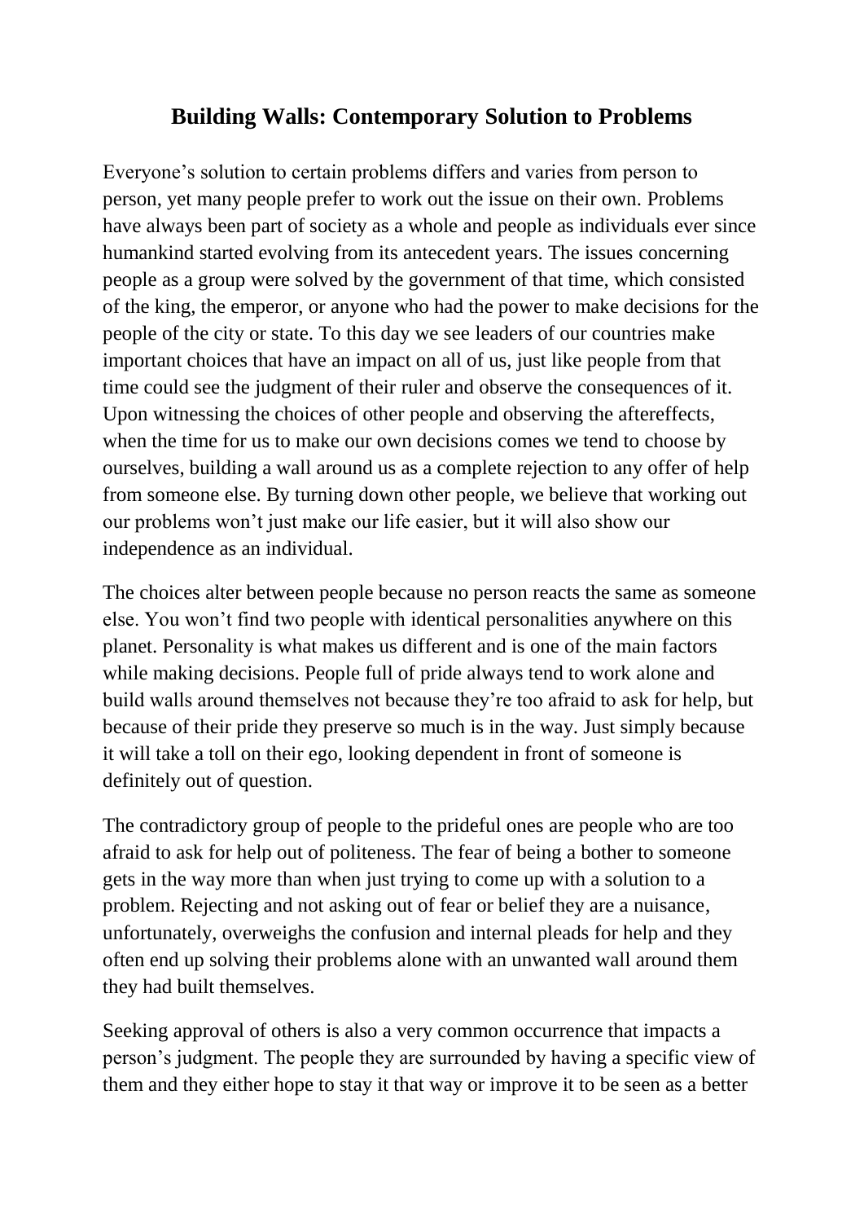# Building Walls: Contemporary Solution to Problems

Everyone's solution to certain problems differs and varies from person to person, yet many people prefer to work out the issue on their own. Problems have always been part of society as a whole and people as individuals ever since humankind started evolving from its antecedent years. The issues concerning people as a group were solved by the government of that time, which consisted of the king, the emperor, or anyone who had the power to make decisions for the people of the city or state. To this day we see leaders of our countries make important choices that have an impact on all of us, just like people from that time could see the judgment of their ruler and observe the consequences of it. Upon witnessing the choices of other people and observing the aftereffects, when the time for us to make our own decisions comes we tend to choose by ourselves, building a wall around us as a complete rejection to any offer of help from someone else. By turning down other people, we believe that working out our problems won't just make our life easier, but it will also show our independence as an individual.

The choices alter between people because no person reacts the same as someone else. You won't find two people with identical personalities anywhere on this planet. Personality is what makes us different and is one of the main factors while making decisions. People full of pride always tend to work alone and build walls around themselves not because they're too afraid to ask for help, but because of their pride they preserve so much is in the way. Just simply because it will take a toll on their ego, looking dependent in front of someone is definitely out of question.

The contradictory group of people to the prideful ones are people who are too afraid to ask for help out of politeness. The fear of being a bother to someone gets in the way more than when just trying to come up with a solution to a problem. Rejecting and not asking out of fear or belief they are a nuisance, unfortunately, overweighs the confusion and internal pleads for help and they often end up solving their problems alone with an unwanted wall around them they had built themselves.

Seeking approval of others is also a very common occurrence that impacts a person's judgment. The people they are surrounded by having a specific view of them and they either hope to stay it that way or improve it to be seen as a better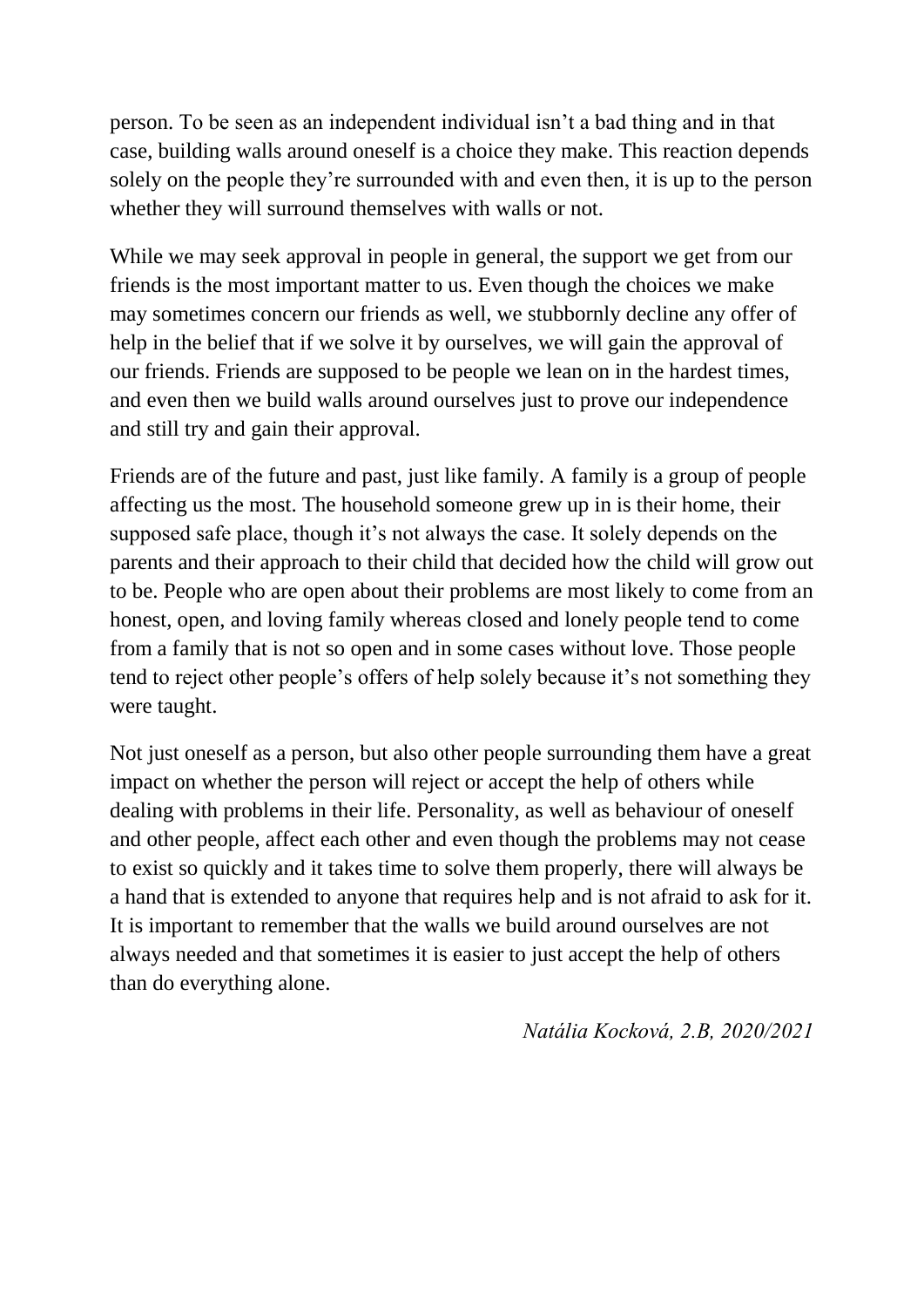person. To be seen as an independent individual isn't a bad thing and in that case, building walls around oneself is a choice they make. This reaction depends solely on the people they're surrounded with and even then, it is up to the person whether they will surround themselves with walls or not.

While we may seek approval in people in general, the support we get from our friends is the most important matter to us. Even though the choices we make may sometimes concern our friends as well, we stubbornly decline any offer of help in the belief that if we solve it by ourselves, we will gain the approval of our friends. Friends are supposed to be people we lean on in the hardest times, and even then we build walls around ourselves just to prove our independence and still try and gain their approval.

Friends are of the future and past, just like family. A family is a group of people affecting us the most. The household someone grew up in is their home, their supposed safe place, though it's not always the case. It solely depends on the parents and their approach to their child that decided how the child will grow out to be. People who are open about their problems are most likely to come from an honest, open, and loving family whereas closed and lonely people tend to come from a family that is not so open and in some cases without love. Those people tend to reject other people's offers of help solely because it's not something they were taught.

Not just oneself as a person, but also other people surrounding them have a great impact on whether the person will reject or accept the help of others while dealing with problems in their life. Personality, as well as behaviour of oneself and other people, affect each other and even though the problems may not cease to exist so quickly and it takes time to solve them properly, there will always be a hand that is extended to anyone that requires help and is not afraid to ask for it. It is important to remember that the walls we build around ourselves are not always needed and that sometimes it is easier to just accept the help of others than do everything alone.

*Natália Kocková, 2.B, 2020/2021*